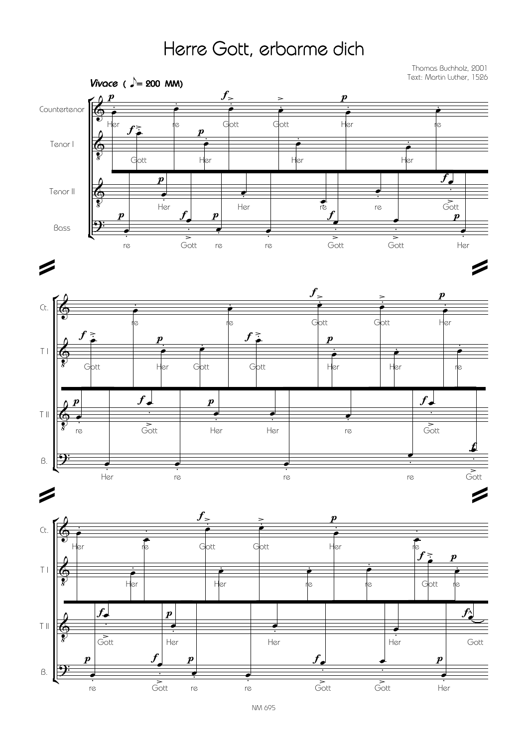# Herre Gott, erbarme dich

Thomas Buchholz, 2001
Text: Martin Luther, 1526

*Vivace* ( ♪= 200 MM)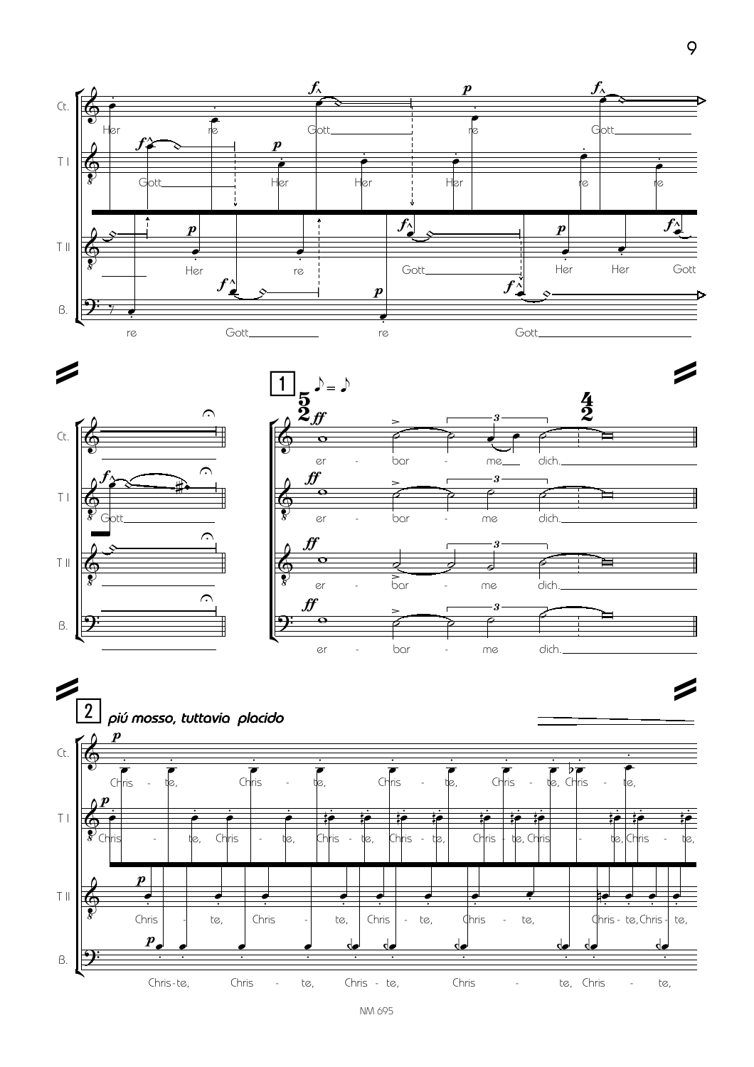**1**

**2** *piú mosso, tuttavia placido*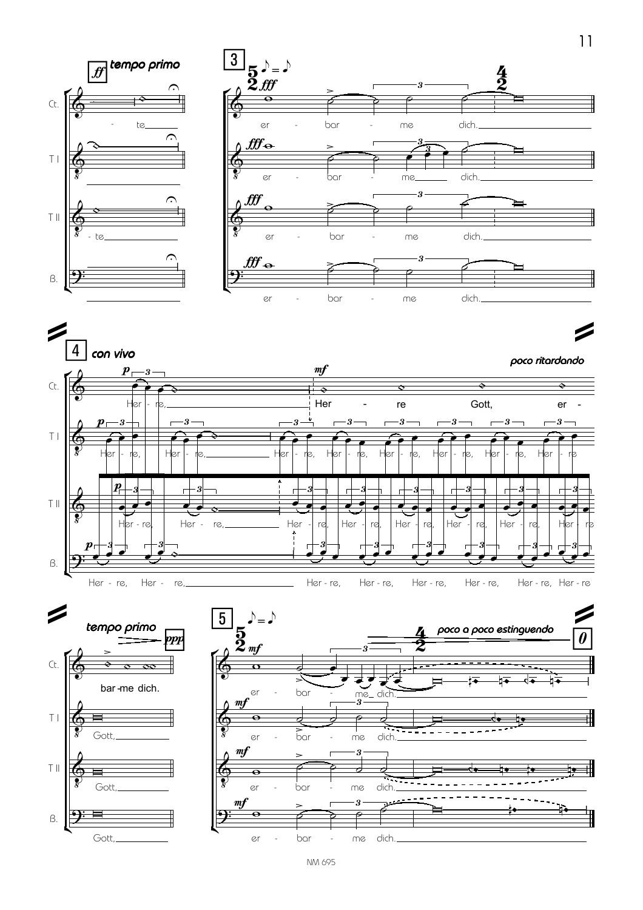tempo primo

3

er - bar - me dich.

4 con vivo

Her - re, Her - re Gott, er -

poco ritardando

tempo primo

bar - me dich.

Gott,

5

poco a poco estinguendo

er - bar - me dich.